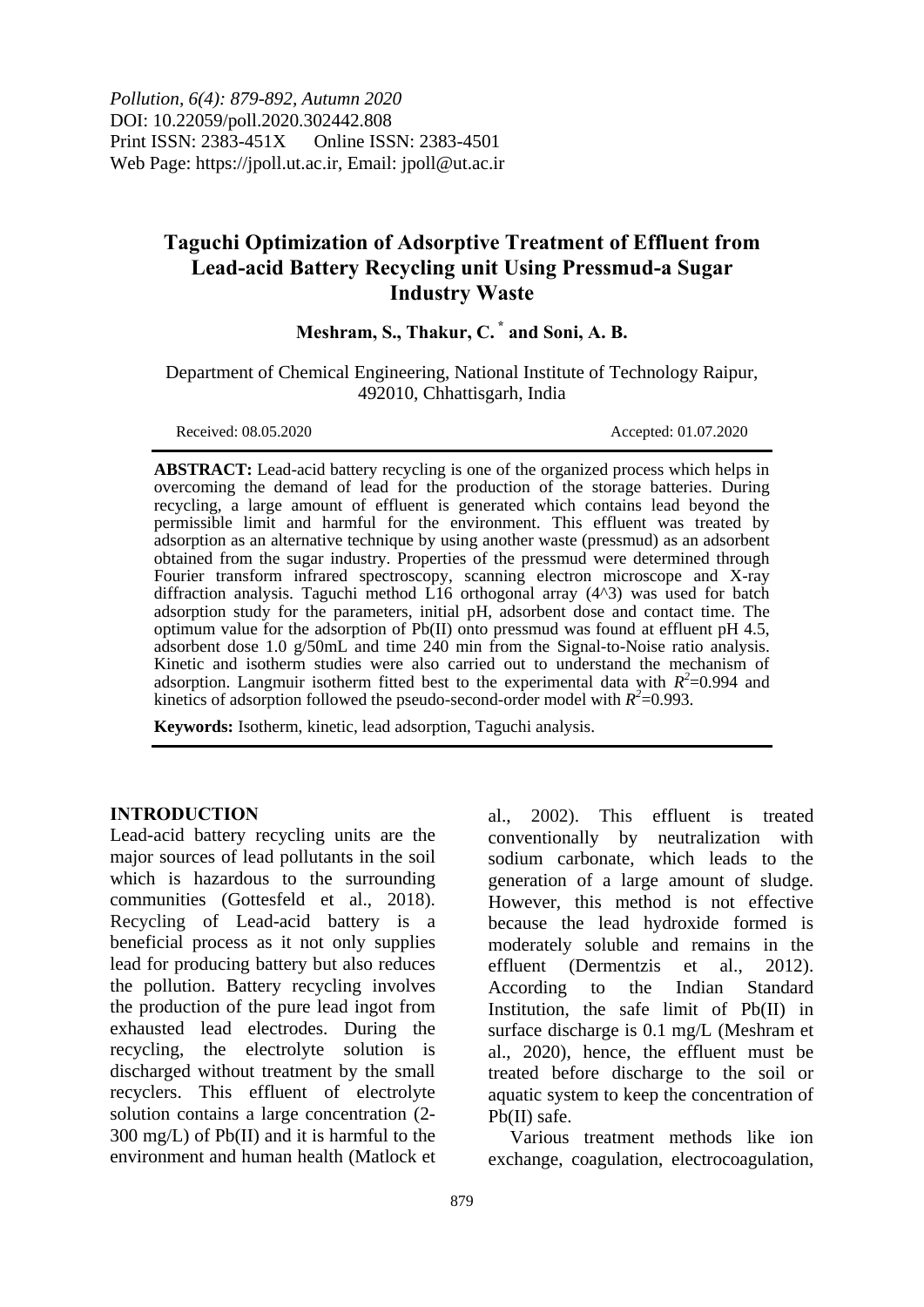*Pollution, 6(4): 879-892, Autumn 2020*
DOI: 10.22059/poll.2020.302442.808
Print ISSN: 2383-451X Online ISSN: 2383-4501
Web Page: https://jpoll.ut.ac.ir, Email: jpoll@ut.ac.ir

# Taguchi Optimization of Adsorptive Treatment of Effluent from Lead-acid Battery Recycling unit Using Pressmud-a Sugar Industry Waste

**Meshram, S., Thakur, C. * and Soni, A. B.**

Department of Chemical Engineering, National Institute of Technology Raipur, 492010, Chhattisgarh, India

Received: 08.05.2020 Accepted: 01.07.2020

**ABSTRACT:** Lead-acid battery recycling is one of the organized process which helps in overcoming the demand of lead for the production of the storage batteries. During recycling, a large amount of effluent is generated which contains lead beyond the permissible limit and harmful for the environment. This effluent was treated by adsorption as an alternative technique by using another waste (pressmud) as an adsorbent obtained from the sugar industry. Properties of the pressmud were determined through Fourier transform infrared spectroscopy, scanning electron microscope and X-ray diffraction analysis. Taguchi method L16 orthogonal array (4^3) was used for batch adsorption study for the parameters, initial pH, adsorbent dose and contact time. The optimum value for the adsorption of Pb(II) onto pressmud was found at effluent pH 4.5, adsorbent dose 1.0 g/50mL and time 240 min from the Signal-to-Noise ratio analysis. Kinetic and isotherm studies were also carried out to understand the mechanism of adsorption. Langmuir isotherm fitted best to the experimental data with $R^2$=0.994 and kinetics of adsorption followed the pseudo-second-order model with $R^2$=0.993.

**Keywords:** Isotherm, kinetic, lead adsorption, Taguchi analysis.

## INTRODUCTION

Lead-acid battery recycling units are the major sources of lead pollutants in the soil which is hazardous to the surrounding communities (Gottesfeld et al., 2018). Recycling of Lead-acid battery is a beneficial process as it not only supplies lead for producing battery but also reduces the pollution. Battery recycling involves the production of the pure lead ingot from exhausted lead electrodes. During the recycling, the electrolyte solution is discharged without treatment by the small recyclers. This effluent of electrolyte solution contains a large concentration (2-300 mg/L) of Pb(II) and it is harmful to the environment and human health (Matlock et al., 2002). This effluent is treated conventionally by neutralization with sodium carbonate, which leads to the generation of a large amount of sludge. However, this method is not effective because the lead hydroxide formed is moderately soluble and remains in the effluent (Dermentzis et al., 2012). According to the Indian Standard Institution, the safe limit of Pb(II) in surface discharge is 0.1 mg/L (Meshram et al., 2020), hence, the effluent must be treated before discharge to the soil or aquatic system to keep the concentration of Pb(II) safe.

Various treatment methods like ion exchange, coagulation, electrocoagulation,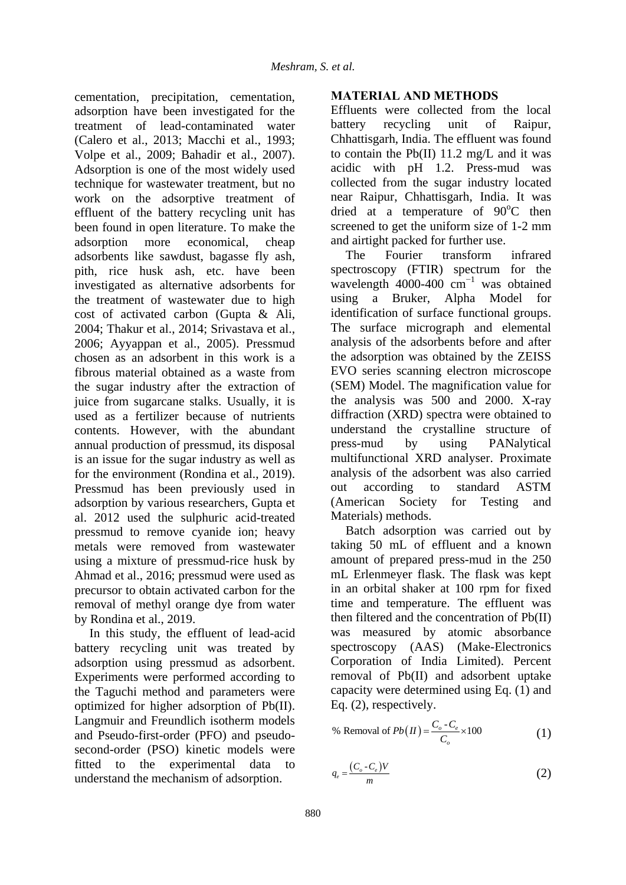cementation, precipitation, cementation, adsorption have been investigated for the treatment of lead-contaminated water (Calero et al., 2013; Macchi et al., 1993; Volpe et al., 2009; Bahadir et al., 2007). Adsorption is one of the most widely used technique for wastewater treatment, but no work on the adsorptive treatment of effluent of the battery recycling unit has been found in open literature. To make the adsorption more economical, cheap adsorbents like sawdust, bagasse fly ash, pith, rice husk ash, etc. have been investigated as alternative adsorbents for the treatment of wastewater due to high cost of activated carbon (Gupta & Ali, 2004; Thakur et al., 2014; Srivastava et al., 2006; Ayyappan et al., 2005). Pressmud chosen as an adsorbent in this work is a fibrous material obtained as a waste from the sugar industry after the extraction of juice from sugarcane stalks. Usually, it is used as a fertilizer because of nutrients contents. However, with the abundant annual production of pressmud, its disposal is an issue for the sugar industry as well as for the environment (Rondina et al., 2019). Pressmud has been previously used in adsorption by various researchers, Gupta et al. 2012 used the sulphuric acid-treated pressmud to remove cyanide ion; heavy metals were removed from wastewater using a mixture of pressmud-rice husk by Ahmad et al., 2016; pressmud were used as precursor to obtain activated carbon for the removal of methyl orange dye from water by Rondina et al., 2019.

In this study, the effluent of lead-acid battery recycling unit was treated by adsorption using pressmud as adsorbent. Experiments were performed according to the Taguchi method and parameters were optimized for higher adsorption of Pb(II). Langmuir and Freundlich isotherm models and Pseudo-first-order (PFO) and pseudo-second-order (PSO) kinetic models were fitted to the experimental data to understand the mechanism of adsorption.

## MATERIAL AND METHODS

Effluents were collected from the local battery recycling unit of Raipur, Chhattisgarh, India. The effluent was found to contain the Pb(II) 11.2 mg/L and it was acidic with pH 1.2. Press-mud was collected from the sugar industry located near Raipur, Chhattisgarh, India. It was dried at a temperature of 90$^o$C then screened to get the uniform size of 1-2 mm and airtight packed for further use.

The Fourier transform infrared spectroscopy (FTIR) spectrum for the wavelength 4000-400 cm$^{-1}$ was obtained using a Bruker, Alpha Model for identification of surface functional groups. The surface micrograph and elemental analysis of the adsorbents before and after the adsorption was obtained by the ZEISS EVO series scanning electron microscope (SEM) Model. The magnification value for the analysis was 500 and 2000. X-ray diffraction (XRD) spectra were obtained to understand the crystalline structure of press-mud by using PANalytical multifunctional XRD analyser. Proximate analysis of the adsorbent was also carried out according to standard ASTM (American Society for Testing and Materials) methods.

Batch adsorption was carried out by taking 50 mL of effluent and a known amount of prepared press-mud in the 250 mL Erlenmeyer flask. The flask was kept in an orbital shaker at 100 rpm for fixed time and temperature. The effluent was then filtered and the concentration of Pb(II) was measured by atomic absorbance spectroscopy (AAS) (Make-Electronics Corporation of India Limited). Percent removal of Pb(II) and adsorbent uptake capacity were determined using Eq. (1) and Eq. (2), respectively.

$$\text{\% Removal of } Pb\left(II\right) = \frac{C_o - C_e}{C_o} \times 100 \tag{1}$$

$$q_e = \frac{\left(C_o - C_e\right)V}{m} \tag{2}$$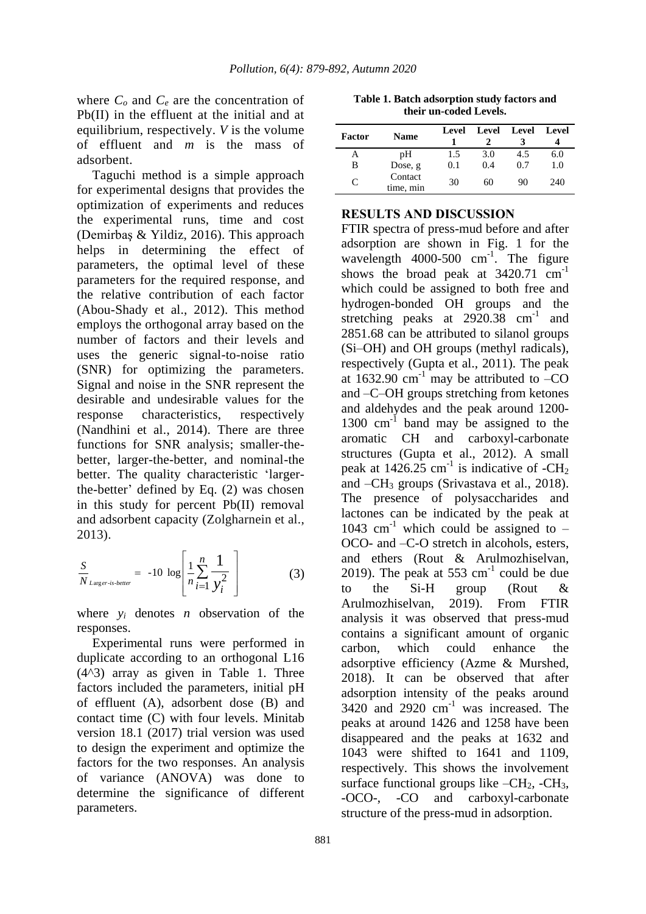where $C_o$ and $C_e$ are the concentration of Pb(II) in the effluent at the initial and at equilibrium, respectively. $V$ is the volume of effluent and $m$ is the mass of adsorbent.

Taguchi method is a simple approach for experimental designs that provides the optimization of experiments and reduces the experimental runs, time and cost (Demirbaş & Yildiz, 2016). This approach helps in determining the effect of parameters, the optimal level of these parameters for the required response, and the relative contribution of each factor (Abou-Shady et al., 2012). This method employs the orthogonal array based on the number of factors and their levels and uses the generic signal-to-noise ratio (SNR) for optimizing the parameters. Signal and noise in the SNR represent the desirable and undesirable values for the response characteristics, respectively (Nandhini et al., 2014). There are three functions for SNR analysis; smaller-the-better, larger-the-better, and nominal-the better. The quality characteristic 'larger-the-better' defined by Eq. (2) was chosen in this study for percent Pb(II) removal and adsorbent capacity (Zolgharnein et al., 2013).

$$\frac{S}{N}_{Larger\text{-}is\text{-}better} = -10 \log\left[\frac{1}{n}\sum_{i=1}^{n}\frac{1}{y_i^2}\right] \tag{3}$$

where $y_i$ denotes $n$ observation of the responses.

Experimental runs were performed in duplicate according to an orthogonal L16 (4^3) array as given in Table 1. Three factors included the parameters, initial pH of effluent (A), adsorbent dose (B) and contact time (C) with four levels. Minitab version 18.1 (2017) trial version was used to design the experiment and optimize the factors for the two responses. An analysis of variance (ANOVA) was done to determine the significance of different parameters.

**Table 1. Batch adsorption study factors and their un-coded Levels.**

| Factor | Name | Level 1 | Level 2 | Level 3 | Level 4 |
|---|---|---|---|---|---|
| A | pH | 1.5 | 3.0 | 4.5 | 6.0 |
| B | Dose, g | 0.1 | 0.4 | 0.7 | 1.0 |
| C | Contact time, min | 30 | 60 | 90 | 240 |

## RESULTS AND DISCUSSION

FTIR spectra of press-mud before and after adsorption are shown in Fig. 1 for the wavelength 4000-500 $cm^{-1}$. The figure shows the broad peak at 3420.71 $cm^{-1}$ which could be assigned to both free and hydrogen-bonded OH groups and the stretching peaks at 2920.38 $cm^{-1}$ and 2851.68 can be attributed to silanol groups (Si–OH) and OH groups (methyl radicals), respectively (Gupta et al., 2011). The peak at 1632.90 $cm^{-1}$ may be attributed to –CO and –C–OH groups stretching from ketones and aldehydes and the peak around 1200-1300 $cm^{-1}$ band may be assigned to the aromatic CH and carboxyl-carbonate structures (Gupta et al., 2012). A small peak at 1426.25 $cm^{-1}$ is indicative of $-CH_2$ and $-CH_3$ groups (Srivastava et al., 2018). The presence of polysaccharides and lactones can be indicated by the peak at 1043 $cm^{-1}$ which could be assigned to –OCO- and –C-O stretch in alcohols, esters, and ethers (Rout & Arulmozhiselvan, 2019). The peak at 553 $cm^{-1}$ could be due to the Si-H group (Rout & Arulmozhiselvan, 2019). From FTIR analysis it was observed that press-mud contains a significant amount of organic carbon, which could enhance the adsorptive efficiency (Azme & Murshed, 2018). It can be observed that after adsorption intensity of the peaks around 3420 and 2920 $cm^{-1}$ was increased. The peaks at around 1426 and 1258 have been disappeared and the peaks at 1632 and 1043 were shifted to 1641 and 1109, respectively. This shows the involvement surface functional groups like $-CH_2$, $-CH_3$, -OCO-, -CO and carboxyl-carbonate structure of the press-mud in adsorption.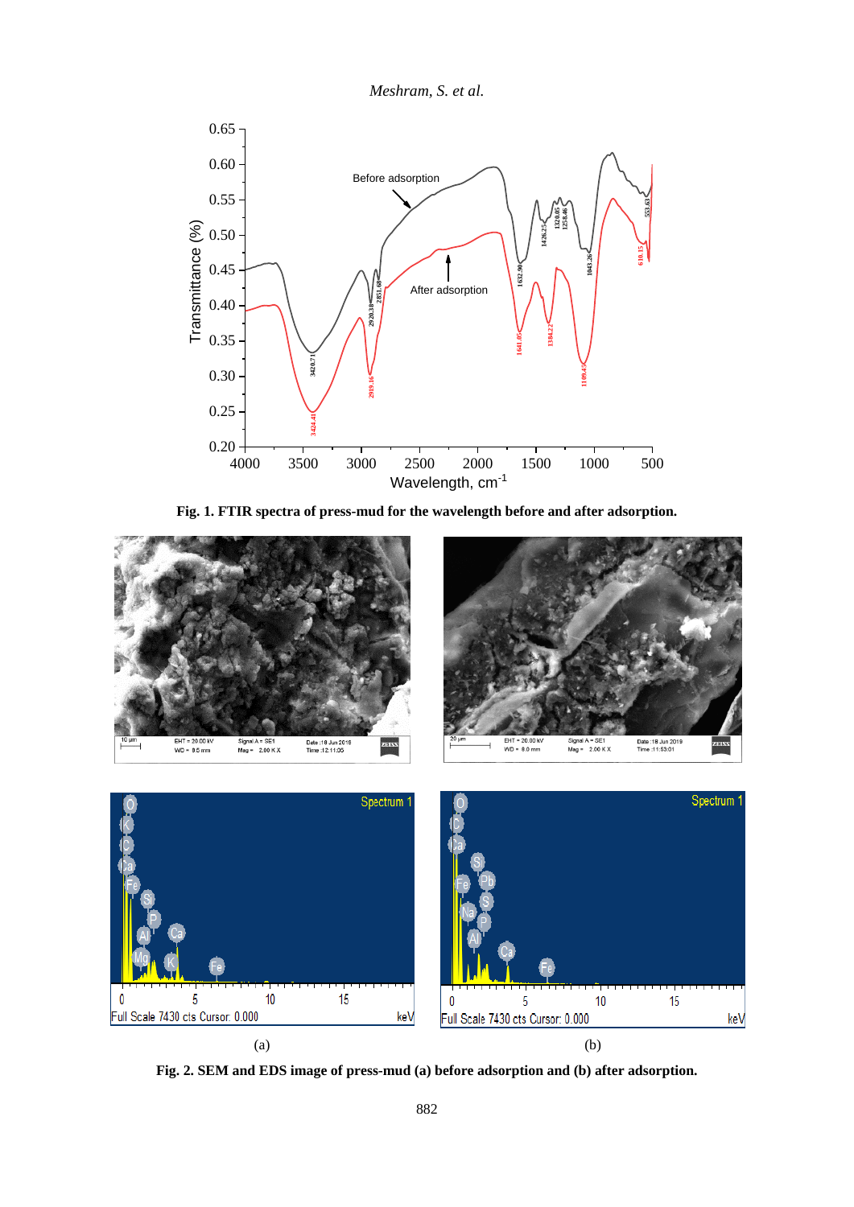**Fig. 1. FTIR spectra of press-mud for the wavelength before and after adsorption.**

(a)

(b)

**Fig. 2. SEM and EDS image of press-mud (a) before adsorption and (b) after adsorption.**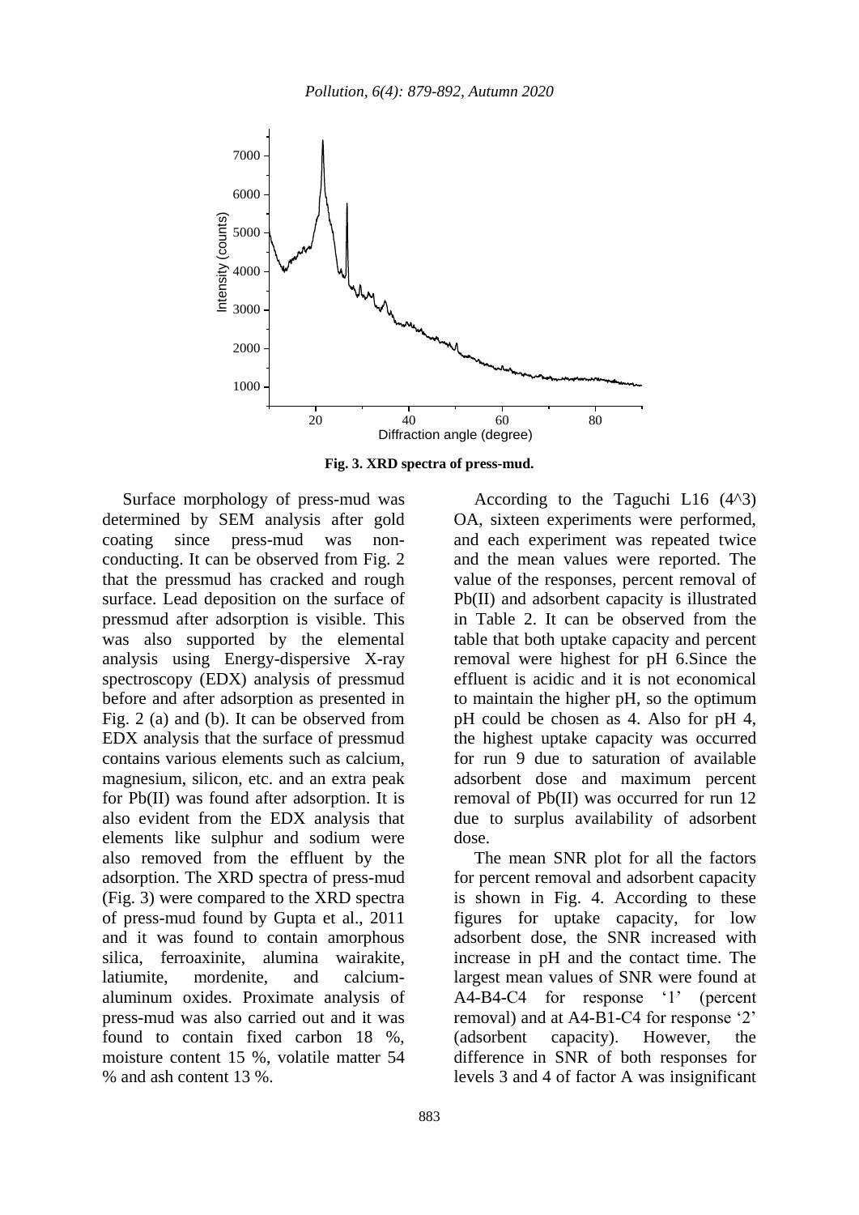Fig. 3. XRD spectra of press-mud.

Surface morphology of press-mud was determined by SEM analysis after gold coating since press-mud was non-conducting. It can be observed from Fig. 2 that the pressmud has cracked and rough surface. Lead deposition on the surface of pressmud after adsorption is visible. This was also supported by the elemental analysis using Energy-dispersive X-ray spectroscopy (EDX) analysis of pressmud before and after adsorption as presented in Fig. 2 (a) and (b). It can be observed from EDX analysis that the surface of pressmud contains various elements such as calcium, magnesium, silicon, etc. and an extra peak for Pb(II) was found after adsorption. It is also evident from the EDX analysis that elements like sulphur and sodium were also removed from the effluent by the adsorption. The XRD spectra of press-mud (Fig. 3) were compared to the XRD spectra of press-mud found by Gupta et al., 2011 and it was found to contain amorphous silica, ferroaxinite, alumina wairakite, latiumite, mordenite, and calcium-aluminum oxides. Proximate analysis of press-mud was also carried out and it was found to contain fixed carbon 18 %, moisture content 15 %, volatile matter 54 % and ash content 13 %.

According to the Taguchi L16 (4^3) OA, sixteen experiments were performed, and each experiment was repeated twice and the mean values were reported. The value of the responses, percent removal of Pb(II) and adsorbent capacity is illustrated in Table 2. It can be observed from the table that both uptake capacity and percent removal were highest for pH 6.Since the effluent is acidic and it is not economical to maintain the higher pH, so the optimum pH could be chosen as 4. Also for pH 4, the highest uptake capacity was occurred for run 9 due to saturation of available adsorbent dose and maximum percent removal of Pb(II) was occurred for run 12 due to surplus availability of adsorbent dose.

The mean SNR plot for all the factors for percent removal and adsorbent capacity is shown in Fig. 4. According to these figures for uptake capacity, for low adsorbent dose, the SNR increased with increase in pH and the contact time. The largest mean values of SNR were found at A4-B4-C4 for response '1' (percent removal) and at A4-B1-C4 for response '2' (adsorbent capacity). However, the difference in SNR of both responses for levels 3 and 4 of factor A was insignificant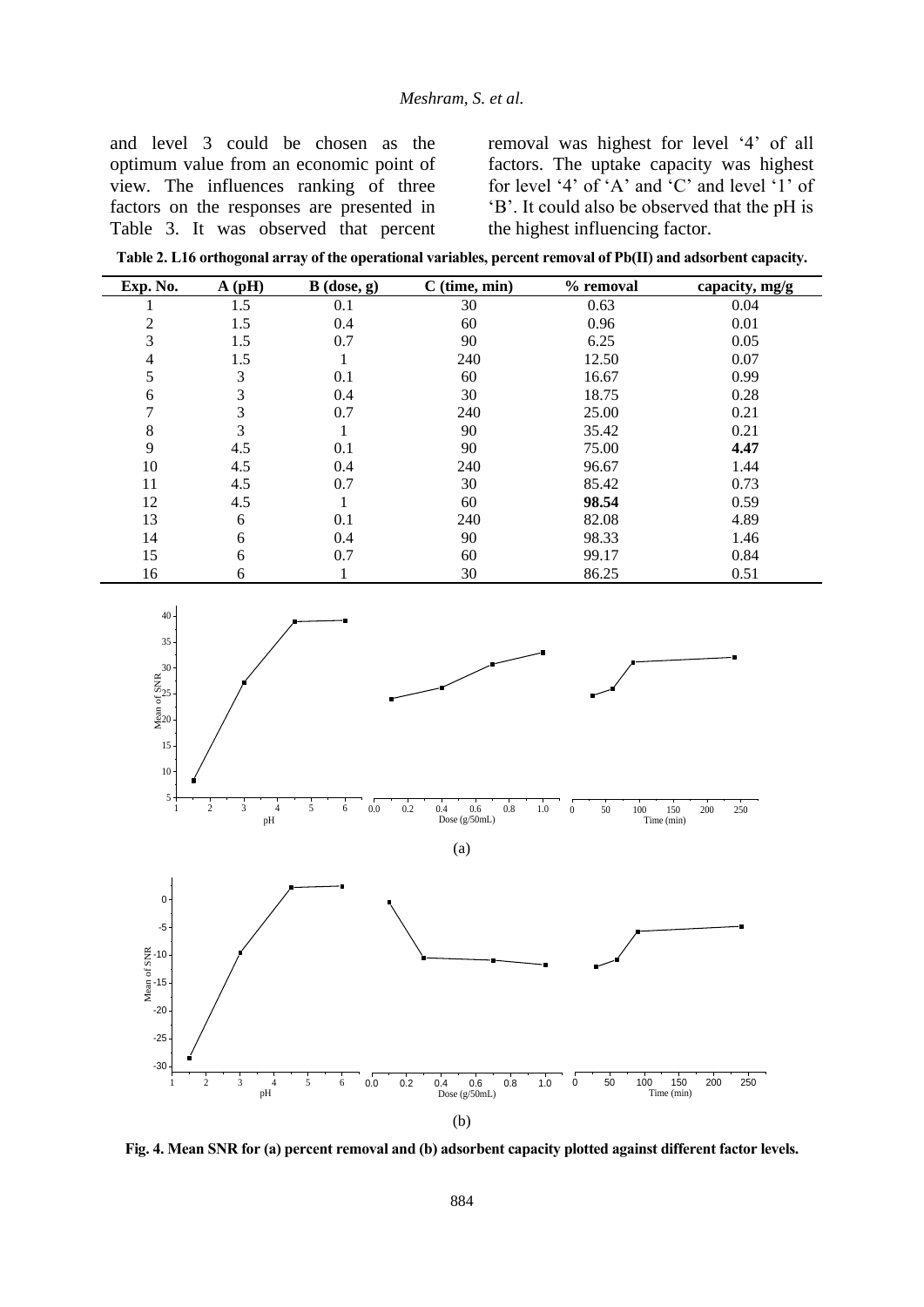and level 3 could be chosen as the optimum value from an economic point of view. The influences ranking of three factors on the responses are presented in Table 3. It was observed that percent removal was highest for level '4' of all factors. The uptake capacity was highest for level '4' of 'A' and 'C' and level '1' of 'B'. It could also be observed that the pH is the highest influencing factor.

**Table 2. L16 orthogonal array of the operational variables, percent removal of Pb(II) and adsorbent capacity.**

| Exp. No. | A (pH) | B (dose, g) | C (time, min) | % removal | capacity, mg/g |
|---|---|---|---|---|---|
| 1 | 1.5 | 0.1 | 30 | 0.63 | 0.04 |
| 2 | 1.5 | 0.4 | 60 | 0.96 | 0.01 |
| 3 | 1.5 | 0.7 | 90 | 6.25 | 0.05 |
| 4 | 1.5 | 1 | 240 | 12.50 | 0.07 |
| 5 | 3 | 0.1 | 60 | 16.67 | 0.99 |
| 6 | 3 | 0.4 | 30 | 18.75 | 0.28 |
| 7 | 3 | 0.7 | 240 | 25.00 | 0.21 |
| 8 | 3 | 1 | 90 | 35.42 | 0.21 |
| 9 | 4.5 | 0.1 | 90 | 75.00 | **4.47** |
| 10 | 4.5 | 0.4 | 240 | 96.67 | 1.44 |
| 11 | 4.5 | 0.7 | 30 | 85.42 | 0.73 |
| 12 | 4.5 | 1 | 60 | **98.54** | 0.59 |
| 13 | 6 | 0.1 | 240 | 82.08 | 4.89 |
| 14 | 6 | 0.4 | 90 | 98.33 | 1.46 |
| 15 | 6 | 0.7 | 60 | 99.17 | 0.84 |
| 16 | 6 | 1 | 30 | 86.25 | 0.51 |

(a)

(b)

**Fig. 4. Mean SNR for (a) percent removal and (b) adsorbent capacity plotted against different factor levels.**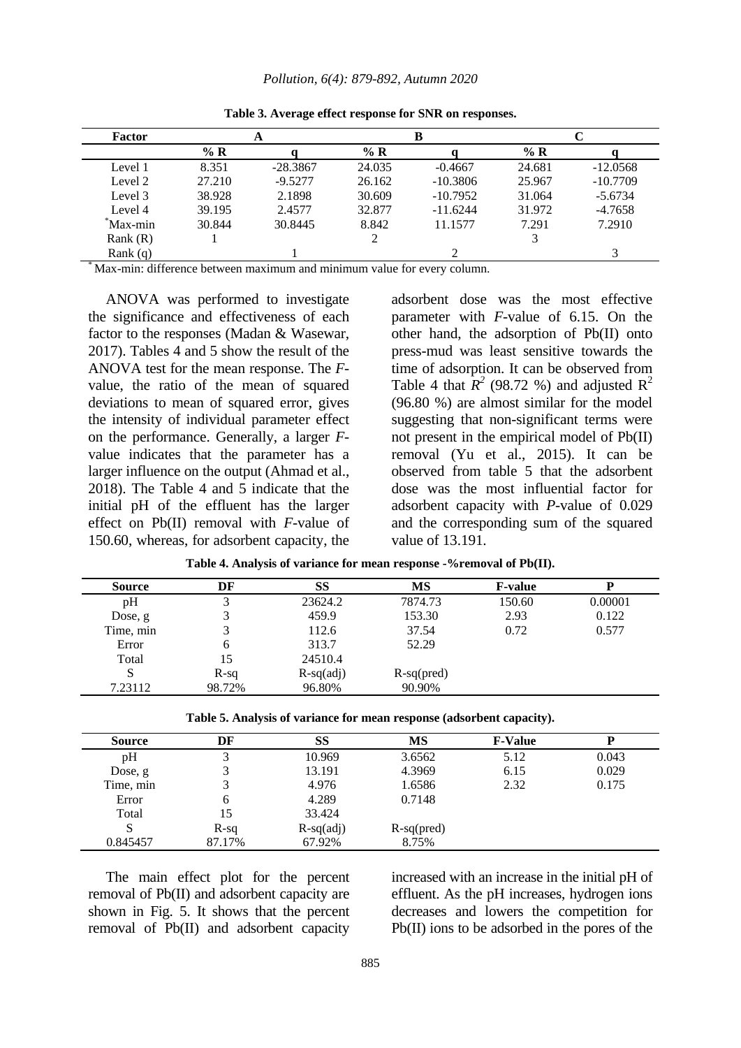**Table 3. Average effect response for SNR on responses.**

| Factor | A | | B | | C | |
|---|---|---|---|---|---|---|
| | % R | q | % R | q | % R | q |
| Level 1 | 8.351 | -28.3867 | 24.035 | -0.4667 | 24.681 | -12.0568 |
| Level 2 | 27.210 | -9.5277 | 26.162 | -10.3806 | 25.967 | -10.7709 |
| Level 3 | 38.928 | 2.1898 | 30.609 | -10.7952 | 31.064 | -5.6734 |
| Level 4 | 39.195 | 2.4577 | 32.877 | -11.6244 | 31.972 | -4.7658 |
| *Max-min | 30.844 | 30.8445 | 8.842 | 11.1577 | 7.291 | 7.2910 |
| Rank (R) | 1 | | 2 | | 3 | |
| Rank (q) | | 1 | | 2 | | 3 |

* Max-min: difference between maximum and minimum value for every column.

ANOVA was performed to investigate the significance and effectiveness of each factor to the responses (Madan & Wasewar, 2017). Tables 4 and 5 show the result of the ANOVA test for the mean response. The *F*-value, the ratio of the mean of squared deviations to mean of squared error, gives the intensity of individual parameter effect on the performance. Generally, a larger *F*-value indicates that the parameter has a larger influence on the output (Ahmad et al., 2018). The Table 4 and 5 indicate that the initial pH of the effluent has the larger effect on Pb(II) removal with *F*-value of 150.60, whereas, for adsorbent capacity, the adsorbent dose was the most effective parameter with *F*-value of 6.15. On the other hand, the adsorption of Pb(II) onto press-mud was least sensitive towards the time of adsorption. It can be observed from Table 4 that $R^2$ (98.72 %) and adjusted $R^2$ (96.80 %) are almost similar for the model suggesting that non-significant terms were not present in the empirical model of Pb(II) removal (Yu et al., 2015). It can be observed from table 5 that the adsorbent dose was the most influential factor for adsorbent capacity with *P*-value of 0.029 and the corresponding sum of the squared value of 13.191.

**Table 4. Analysis of variance for mean response -%removal of Pb(II).**

| Source | DF | SS | MS | F-value | P |
|---|---|---|---|---|---|
| pH | 3 | 23624.2 | 7874.73 | 150.60 | 0.00001 |
| Dose, g | 3 | 459.9 | 153.30 | 2.93 | 0.122 |
| Time, min | 3 | 112.6 | 37.54 | 0.72 | 0.577 |
| Error | 6 | 313.7 | 52.29 | | |
| Total | 15 | 24510.4 | | | |
| S | R-sq | R-sq(adj) | R-sq(pred) | | |
| 7.23112 | 98.72% | 96.80% | 90.90% | | |

**Table 5. Analysis of variance for mean response (adsorbent capacity).**

| Source | DF | SS | MS | F-Value | P |
|---|---|---|---|---|---|
| pH | 3 | 10.969 | 3.6562 | 5.12 | 0.043 |
| Dose, g | 3 | 13.191 | 4.3969 | 6.15 | 0.029 |
| Time, min | 3 | 4.976 | 1.6586 | 2.32 | 0.175 |
| Error | 6 | 4.289 | 0.7148 | | |
| Total | 15 | 33.424 | | | |
| S | R-sq | R-sq(adj) | R-sq(pred) | | |
| 0.845457 | 87.17% | 67.92% | 8.75% | | |

The main effect plot for the percent removal of Pb(II) and adsorbent capacity are shown in Fig. 5. It shows that the percent removal of Pb(II) and adsorbent capacity increased with an increase in the initial pH of effluent. As the pH increases, hydrogen ions decreases and lowers the competition for Pb(II) ions to be adsorbed in the pores of the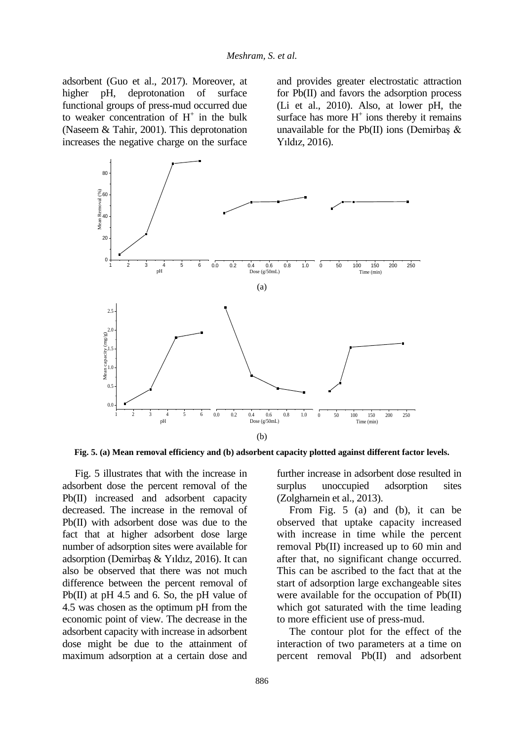adsorbent (Guo et al., 2017). Moreover, at higher pH, deprotonation of surface functional groups of press-mud occurred due to weaker concentration of $H^+$ in the bulk (Naseem & Tahir, 2001). This deprotonation increases the negative charge on the surface and provides greater electrostatic attraction for Pb(II) and favors the adsorption process (Li et al., 2010). Also, at lower pH, the surface has more $H^+$ ions thereby it remains unavailable for the Pb(II) ions (Demirbaş & Yıldız, 2016).

(a)

(b)

**Fig. 5. (a) Mean removal efficiency and (b) adsorbent capacity plotted against different factor levels.**

Fig. 5 illustrates that with the increase in adsorbent dose the percent removal of the Pb(II) increased and adsorbent capacity decreased. The increase in the removal of Pb(II) with adsorbent dose was due to the fact that at higher adsorbent dose large number of adsorption sites were available for adsorption (Demirbaş & Yıldız, 2016). It can also be observed that there was not much difference between the percent removal of Pb(II) at pH 4.5 and 6. So, the pH value of 4.5 was chosen as the optimum pH from the economic point of view. The decrease in the adsorbent capacity with increase in adsorbent dose might be due to the attainment of maximum adsorption at a certain dose and further increase in adsorbent dose resulted in surplus unoccupied adsorption sites (Zolgharnein et al., 2013).

From Fig. 5 (a) and (b), it can be observed that uptake capacity increased with increase in time while the percent removal Pb(II) increased up to 60 min and after that, no significant change occurred. This can be ascribed to the fact that at the start of adsorption large exchangeable sites were available for the occupation of Pb(II) which got saturated with the time leading to more efficient use of press-mud.

The contour plot for the effect of the interaction of two parameters at a time on percent removal Pb(II) and adsorbent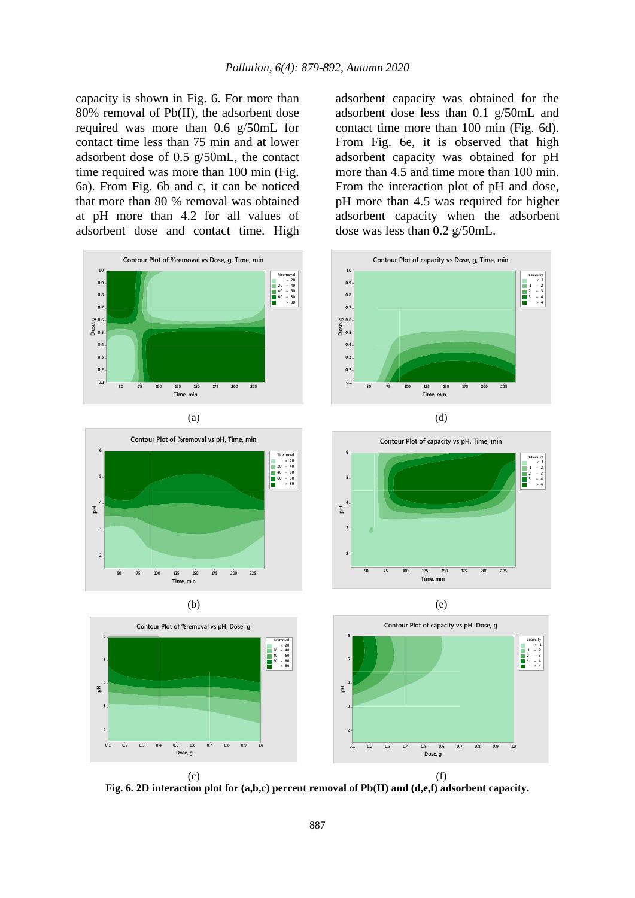capacity is shown in Fig. 6. For more than 80% removal of Pb(II), the adsorbent dose required was more than 0.6 g/50mL for contact time less than 75 min and at lower adsorbent dose of 0.5 g/50mL, the contact time required was more than 100 min (Fig. 6a). From Fig. 6b and c, it can be noticed that more than 80 % removal was obtained at pH more than 4.2 for all values of adsorbent dose and contact time. High adsorbent capacity was obtained for the adsorbent dose less than 0.1 g/50mL and contact time more than 100 min (Fig. 6d). From Fig. 6e, it is observed that high adsorbent capacity was obtained for pH more than 4.5 and time more than 100 min. From the interaction plot of pH and dose, pH more than 4.5 was required for higher adsorbent capacity when the adsorbent dose was less than 0.2 g/50mL.

(a)

(d)

(b)

(e)

(c)

(f)

**Fig. 6. 2D interaction plot for (a,b,c) percent removal of Pb(II) and (d,e,f) adsorbent capacity.**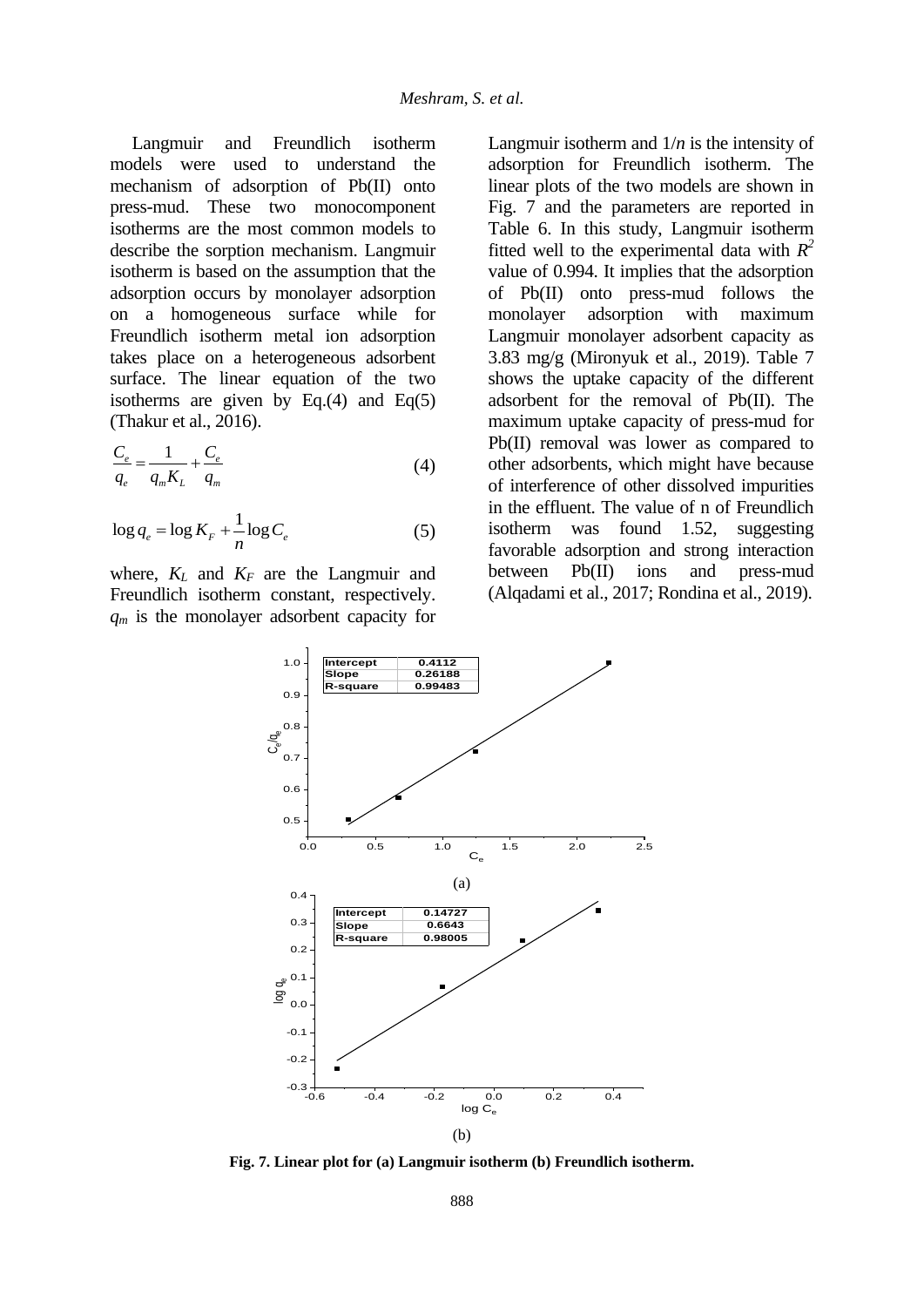Langmuir and Freundlich isotherm models were used to understand the mechanism of adsorption of Pb(II) onto press-mud. These two monocomponent isotherms are the most common models to describe the sorption mechanism. Langmuir isotherm is based on the assumption that the adsorption occurs by monolayer adsorption on a homogeneous surface while for Freundlich isotherm metal ion adsorption takes place on a heterogeneous adsorbent surface. The linear equation of the two isotherms are given by Eq.(4) and Eq(5) (Thakur et al., 2016).

$$\frac{C_e}{q_e} = \frac{1}{q_m K_L} + \frac{C_e}{q_m} \tag{4}$$

$$\log q_e = \log K_F + \frac{1}{n} \log C_e \tag{5}$$

where, $K_L$ and $K_F$ are the Langmuir and Freundlich isotherm constant, respectively. $q_m$ is the monolayer adsorbent capacity for Langmuir isotherm and $1/n$ is the intensity of adsorption for Freundlich isotherm. The linear plots of the two models are shown in Fig. 7 and the parameters are reported in Table 6. In this study, Langmuir isotherm fitted well to the experimental data with $R^2$ value of 0.994. It implies that the adsorption of Pb(II) onto press-mud follows the monolayer adsorption with maximum Langmuir monolayer adsorbent capacity as 3.83 mg/g (Mironyuk et al., 2019). Table 7 shows the uptake capacity of the different adsorbent for the removal of Pb(II). The maximum uptake capacity of press-mud for Pb(II) removal was lower as compared to other adsorbents, which might have because of interference of other dissolved impurities in the effluent. The value of n of Freundlich isotherm was found 1.52, suggesting favorable adsorption and strong interaction between Pb(II) ions and press-mud (Alqadami et al., 2017; Rondina et al., 2019).

(a)

(b)

**Fig. 7. Linear plot for (a) Langmuir isotherm (b) Freundlich isotherm.**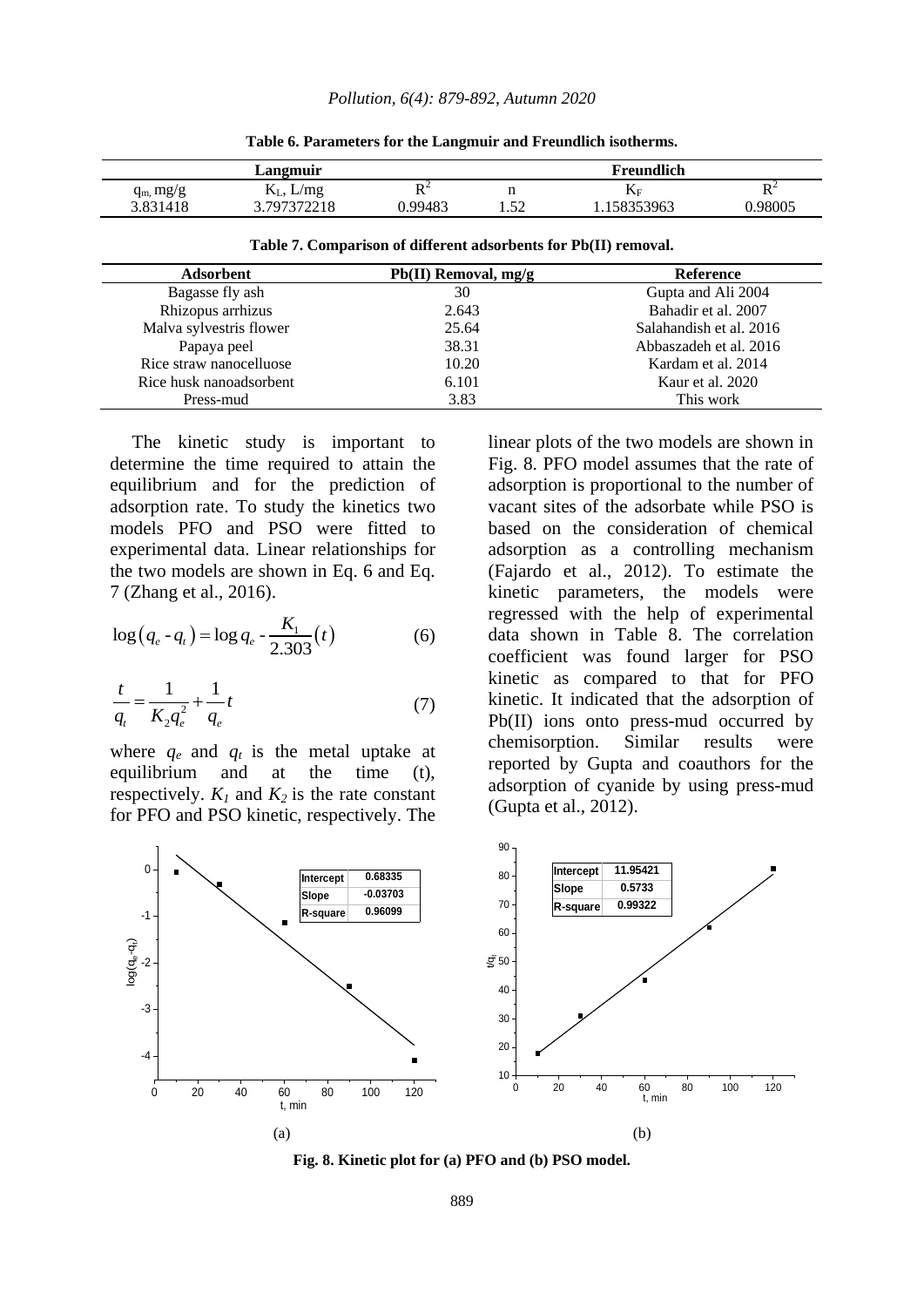**Table 6. Parameters for the Langmuir and Freundlich isotherms.**

| Langmuir | | | Freundlich | | |
|---|---|---|---|---|---|
| $q_m$, mg/g | $K_L$, L/mg | $R^2$ | n | $K_F$ | $R^2$ |
| 3.831418 | 3.797372218 | 0.99483 | 1.52 | 1.158353963 | 0.98005 |

**Table 7. Comparison of different adsorbents for Pb(II) removal.**

| Adsorbent | Pb(II) Removal, mg/g | Reference |
|---|---|---|
| Bagasse fly ash | 30 | Gupta and Ali 2004 |
| Rhizopus arrhizus | 2.643 | Bahadir et al. 2007 |
| Malva sylvestris flower | 25.64 | Salahandish et al. 2016 |
| Papaya peel | 38.31 | Abbaszadeh et al. 2016 |
| Rice straw nanocelluose | 10.20 | Kardam et al. 2014 |
| Rice husk nanoadsorbent | 6.101 | Kaur et al. 2020 |
| Press-mud | 3.83 | This work |

The kinetic study is important to determine the time required to attain the equilibrium and for the prediction of adsorption rate. To study the kinetics two models PFO and PSO were fitted to experimental data. Linear relationships for the two models are shown in Eq. 6 and Eq. 7 (Zhang et al., 2016).

$$\log\left(q_e - q_t\right) = \log q_e - \frac{K_1}{2.303}(t) \tag{6}$$

$$\frac{t}{q_t} = \frac{1}{K_2 q_e^2} + \frac{1}{q_e}t \tag{7}$$

where $q_e$ and $q_t$ is the metal uptake at equilibrium and at the time (t), respectively. $K_1$ and $K_2$ is the rate constant for PFO and PSO kinetic, respectively. The linear plots of the two models are shown in Fig. 8. PFO model assumes that the rate of adsorption is proportional to the number of vacant sites of the adsorbate while PSO is based on the consideration of chemical adsorption as a controlling mechanism (Fajardo et al., 2012). To estimate the kinetic parameters, the models were regressed with the help of experimental data shown in Table 8. The correlation coefficient was found larger for PSO kinetic as compared to that for PFO kinetic. It indicated that the adsorption of Pb(II) ions onto press-mud occurred by chemisorption. Similar results were reported by Gupta and coauthors for the adsorption of cyanide by using press-mud (Gupta et al., 2012).

(a) | Intercept | 0.68335 | Slope | -0.03703 | R-square | 0.96099

(b) | Intercept | 11.95421 | Slope | 0.5733 | R-square | 0.99322

**Fig. 8. Kinetic plot for (a) PFO and (b) PSO model.**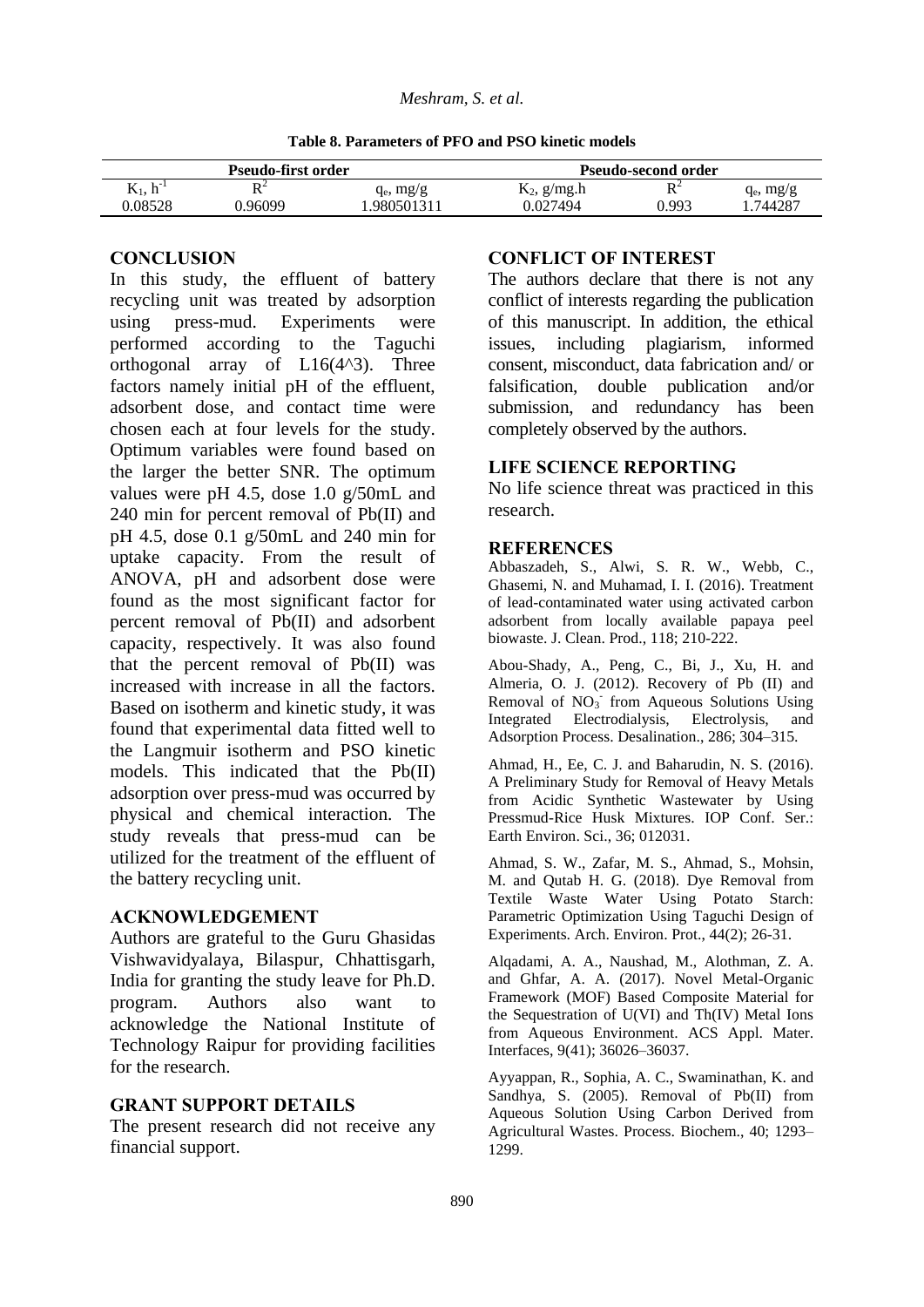**Table 8. Parameters of PFO and PSO kinetic models**

| Pseudo-first order | | | Pseudo-second order | | |
|---|---|---|---|---|---|
| $K_1$, $h^{-1}$ | $R^2$ | $q_e$, mg/g | $K_2$, g/mg.h | $R^2$ | $q_e$, mg/g |
| 0.08528 | 0.96099 | 1.980501311 | 0.027494 | 0.993 | 1.744287 |

## CONCLUSION

In this study, the effluent of battery recycling unit was treated by adsorption using press-mud. Experiments were performed according to the Taguchi orthogonal array of L16(4^3). Three factors namely initial pH of the effluent, adsorbent dose, and contact time were chosen each at four levels for the study. Optimum variables were found based on the larger the better SNR. The optimum values were pH 4.5, dose 1.0 g/50mL and 240 min for percent removal of Pb(II) and pH 4.5, dose 0.1 g/50mL and 240 min for uptake capacity. From the result of ANOVA, pH and adsorbent dose were found as the most significant factor for percent removal of Pb(II) and adsorbent capacity, respectively. It was also found that the percent removal of Pb(II) was increased with increase in all the factors. Based on isotherm and kinetic study, it was found that experimental data fitted well to the Langmuir isotherm and PSO kinetic models. This indicated that the Pb(II) adsorption over press-mud was occurred by physical and chemical interaction. The study reveals that press-mud can be utilized for the treatment of the effluent of the battery recycling unit.

## ACKNOWLEDGEMENT

Authors are grateful to the Guru Ghasidas Vishwavidyalaya, Bilaspur, Chhattisgarh, India for granting the study leave for Ph.D. program. Authors also want to acknowledge the National Institute of Technology Raipur for providing facilities for the research.

## GRANT SUPPORT DETAILS

The present research did not receive any financial support.

## CONFLICT OF INTEREST

The authors declare that there is not any conflict of interests regarding the publication of this manuscript. In addition, the ethical issues, including plagiarism, informed consent, misconduct, data fabrication and/ or falsification, double publication and/or submission, and redundancy has been completely observed by the authors.

## LIFE SCIENCE REPORTING

No life science threat was practiced in this research.

## REFERENCES

Abbaszadeh, S., Alwi, S. R. W., Webb, C., Ghasemi, N. and Muhamad, I. I. (2016). Treatment of lead-contaminated water using activated carbon adsorbent from locally available papaya peel biowaste. J. Clean. Prod., 118; 210-222.

Abou-Shady, A., Peng, C., Bi, J., Xu, H. and Almeria, O. J. (2012). Recovery of Pb (II) and Removal of $NO_3^-$ from Aqueous Solutions Using Integrated Electrodialysis, Electrolysis, and Adsorption Process. Desalination., 286; 304–315.

Ahmad, H., Ee, C. J. and Baharudin, N. S. (2016). A Preliminary Study for Removal of Heavy Metals from Acidic Synthetic Wastewater by Using Pressmud-Rice Husk Mixtures. IOP Conf. Ser.: Earth Environ. Sci., 36; 012031.

Ahmad, S. W., Zafar, M. S., Ahmad, S., Mohsin, M. and Qutab H. G. (2018). Dye Removal from Textile Waste Water Using Potato Starch: Parametric Optimization Using Taguchi Design of Experiments. Arch. Environ. Prot., 44(2); 26-31.

Alqadami, A. A., Naushad, M., Alothman, Z. A. and Ghfar, A. A. (2017). Novel Metal-Organic Framework (MOF) Based Composite Material for the Sequestration of U(VI) and Th(IV) Metal Ions from Aqueous Environment. ACS Appl. Mater. Interfaces, 9(41); 36026–36037.

Ayyappan, R., Sophia, A. C., Swaminathan, K. and Sandhya, S. (2005). Removal of Pb(II) from Aqueous Solution Using Carbon Derived from Agricultural Wastes. Process. Biochem., 40; 1293–1299.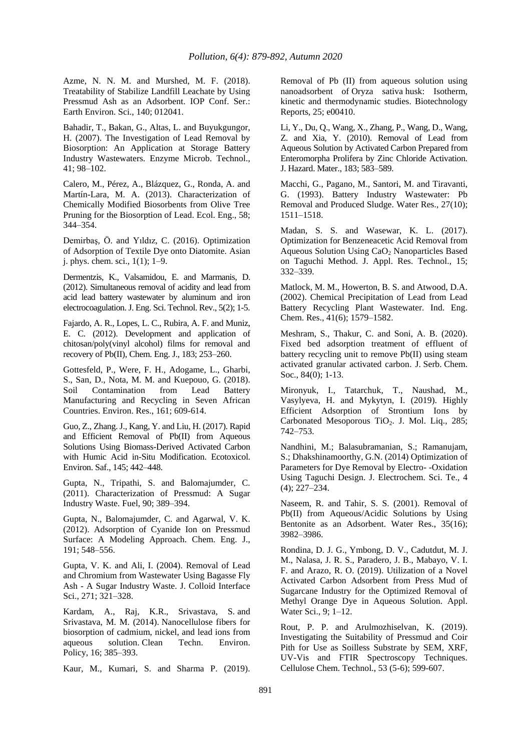Azme, N. N. M. and Murshed, M. F. (2018). Treatability of Stabilize Landfill Leachate by Using Pressmud Ash as an Adsorbent. IOP Conf. Ser.: Earth Environ. Sci., 140; 012041.

Bahadir, T., Bakan, G., Altas, L. and Buyukgungor, H. (2007). The Investigation of Lead Removal by Biosorption: An Application at Storage Battery Industry Wastewaters. Enzyme Microb. Technol., 41; 98–102.

Calero, M., Pérez, A., Blázquez, G., Ronda, A. and Martín-Lara, M. A. (2013). Characterization of Chemically Modified Biosorbents from Olive Tree Pruning for the Biosorption of Lead. Ecol. Eng., 58; 344–354.

Demirbaş, Ö. and Yıldız, C. (2016). Optimization of Adsorption of Textile Dye onto Diatomite. Asian j. phys. chem. sci., 1(1); 1–9.

Dermentzis, K., Valsamidou, E. and Marmanis, D. (2012). Simultaneous removal of acidity and lead from acid lead battery wastewater by aluminum and iron electrocoagulation. J. Eng. Sci. Technol. Rev., 5(2); 1-5.

Fajardo, A. R., Lopes, L. C., Rubira, A. F. and Muniz, E. C. (2012). Development and application of chitosan/poly(vinyl alcohol) films for removal and recovery of Pb(II), Chem. Eng. J., 183; 253–260.

Gottesfeld, P., Were, F. H., Adogame, L., Gharbi, S., San, D., Nota, M. M. and Kuepouo, G. (2018). Soil Contamination from Lead Battery Manufacturing and Recycling in Seven African Countries. Environ. Res., 161; 609-614.

Guo, Z., Zhang. J., Kang, Y. and Liu, H. (2017). Rapid and Efficient Removal of Pb(II) from Aqueous Solutions Using Biomass-Derived Activated Carbon with Humic Acid in-Situ Modification. Ecotoxicol. Environ. Saf., 145; 442–448.

Gupta, N., Tripathi, S. and Balomajumder, C. (2011). Characterization of Pressmud: A Sugar Industry Waste. Fuel, 90; 389–394.

Gupta, N., Balomajumder, C. and Agarwal, V. K. (2012). Adsorption of Cyanide Ion on Pressmud Surface: A Modeling Approach. Chem. Eng. J., 191; 548–556.

Gupta, V. K. and Ali, I. (2004). Removal of Lead and Chromium from Wastewater Using Bagasse Fly Ash - A Sugar Industry Waste. J. Colloid Interface Sci., 271; 321–328.

Kardam, A., Raj, K.R., Srivastava, S. and Srivastava, M. M. (2014). Nanocellulose fibers for biosorption of cadmium, nickel, and lead ions from aqueous solution. Clean Techn. Environ. Policy, 16; 385–393.

Kaur, M., Kumari, S. and Sharma P. (2019). Removal of Pb (II) from aqueous solution using nanoadsorbent of Oryza sativa husk: Isotherm, kinetic and thermodynamic studies. Biotechnology Reports, 25; e00410.

Li, Y., Du, Q., Wang, X., Zhang, P., Wang, D., Wang, Z. and Xia, Y. (2010). Removal of Lead from Aqueous Solution by Activated Carbon Prepared from Enteromorpha Prolifera by Zinc Chloride Activation. J. Hazard. Mater., 183; 583–589.

Macchi, G., Pagano, M., Santori, M. and Tiravanti, G. (1993). Battery Industry Wastewater: Pb Removal and Produced Sludge. Water Res., 27(10); 1511–1518.

Madan, S. S. and Wasewar, K. L. (2017). Optimization for Benzeneacetic Acid Removal from Aqueous Solution Using $CaO_2$ Nanoparticles Based on Taguchi Method. J. Appl. Res. Technol., 15; 332–339.

Matlock, M. M., Howerton, B. S. and Atwood, D.A. (2002). Chemical Precipitation of Lead from Lead Battery Recycling Plant Wastewater. Ind. Eng. Chem. Res., 41(6); 1579–1582.

Meshram, S., Thakur, C. and Soni, A. B. (2020). Fixed bed adsorption treatment of effluent of battery recycling unit to remove Pb(II) using steam activated granular activated carbon. J. Serb. Chem. Soc., 84(0); 1-13.

Mironyuk, I., Tatarchuk, T., Naushad, M., Vasylyeva, H. and Mykytyn, I. (2019). Highly Efficient Adsorption of Strontium Ions by Carbonated Mesoporous $TiO_2$. J. Mol. Liq., 285; 742–753.

Nandhini, M.; Balasubramanian, S.; Ramanujam, S.; Dhakshinamoorthy, G.N. (2014) Optimization of Parameters for Dye Removal by Electro- -Oxidation Using Taguchi Design. J. Electrochem. Sci. Te., 4 (4); 227–234.

Naseem, R. and Tahir, S. S. (2001). Removal of Pb(II) from Aqueous/Acidic Solutions by Using Bentonite as an Adsorbent. Water Res., 35(16); 3982–3986.

Rondina, D. J. G., Ymbong, D. V., Cadutdut, M. J. M., Nalasa, J. R. S., Paradero, J. B., Mabayo, V. I. F. and Arazo, R. O. (2019). Utilization of a Novel Activated Carbon Adsorbent from Press Mud of Sugarcane Industry for the Optimized Removal of Methyl Orange Dye in Aqueous Solution. Appl. Water Sci., 9; 1–12.

Rout, P. P. and Arulmozhiselvan, K. (2019). Investigating the Suitability of Pressmud and Coir Pith for Use as Soilless Substrate by SEM, XRF, UV-Vis and FTIR Spectroscopy Techniques. Cellulose Chem. Technol., 53 (5-6); 599-607.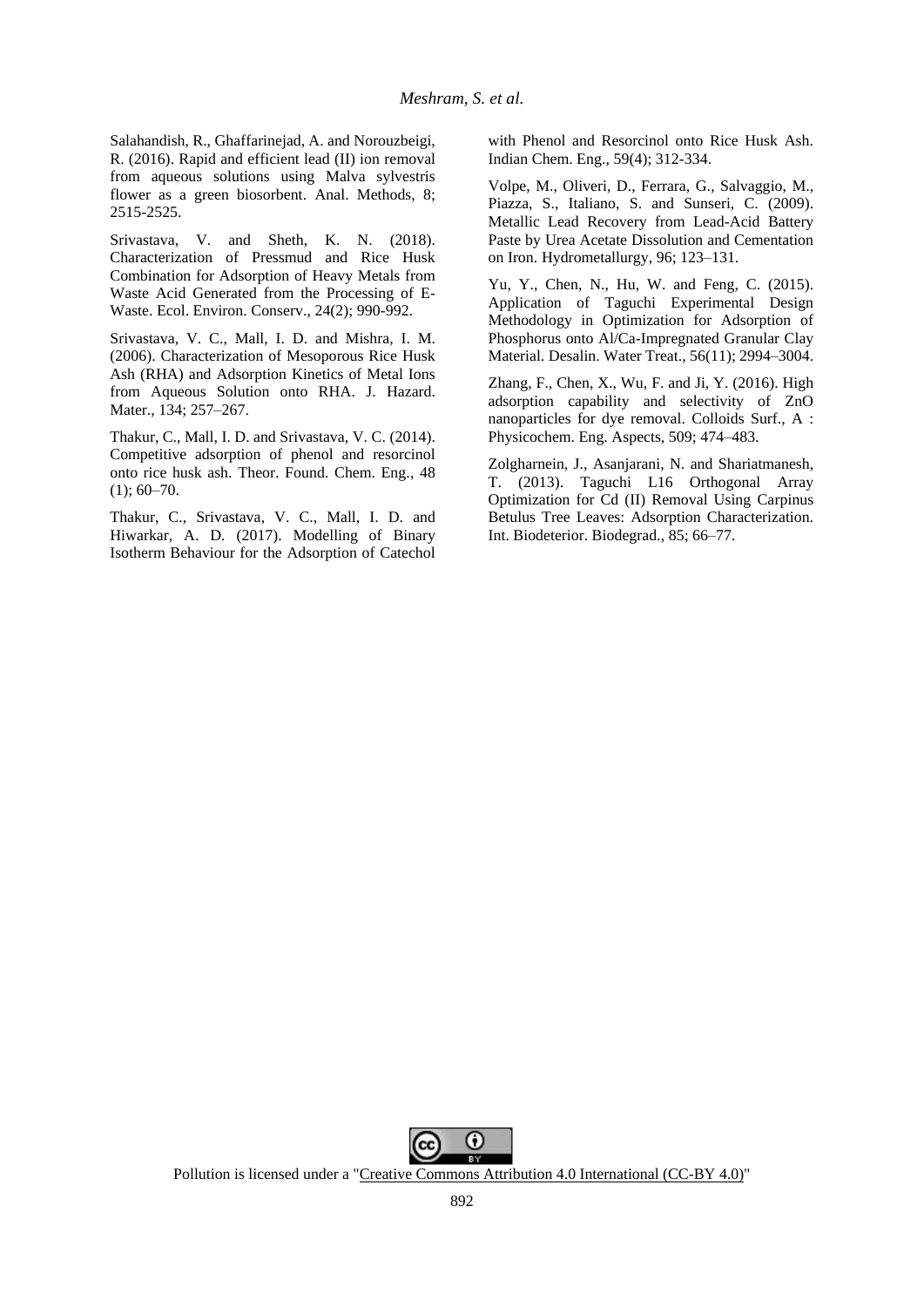Salahandish, R., Ghaffarinejad, A. and Norouzbeigi, R. (2016). Rapid and efficient lead (II) ion removal from aqueous solutions using Malva sylvestris flower as a green biosorbent. Anal. Methods, 8; 2515-2525.

Srivastava, V. and Sheth, K. N. (2018). Characterization of Pressmud and Rice Husk Combination for Adsorption of Heavy Metals from Waste Acid Generated from the Processing of E-Waste. Ecol. Environ. Conserv., 24(2); 990-992.

Srivastava, V. C., Mall, I. D. and Mishra, I. M. (2006). Characterization of Mesoporous Rice Husk Ash (RHA) and Adsorption Kinetics of Metal Ions from Aqueous Solution onto RHA. J. Hazard. Mater., 134; 257–267.

Thakur, C., Mall, I. D. and Srivastava, V. C. (2014). Competitive adsorption of phenol and resorcinol onto rice husk ash. Theor. Found. Chem. Eng., 48 (1); 60–70.

Thakur, C., Srivastava, V. C., Mall, I. D. and Hiwarkar, A. D. (2017). Modelling of Binary Isotherm Behaviour for the Adsorption of Catechol with Phenol and Resorcinol onto Rice Husk Ash. Indian Chem. Eng., 59(4); 312-334.

Volpe, M., Oliveri, D., Ferrara, G., Salvaggio, M., Piazza, S., Italiano, S. and Sunseri, C. (2009). Metallic Lead Recovery from Lead-Acid Battery Paste by Urea Acetate Dissolution and Cementation on Iron. Hydrometallurgy, 96; 123–131.

Yu, Y., Chen, N., Hu, W. and Feng, C. (2015). Application of Taguchi Experimental Design Methodology in Optimization for Adsorption of Phosphorus onto Al/Ca-Impregnated Granular Clay Material. Desalin. Water Treat., 56(11); 2994–3004.

Zhang, F., Chen, X., Wu, F. and Ji, Y. (2016). High adsorption capability and selectivity of ZnO nanoparticles for dye removal. Colloids Surf., A : Physicochem. Eng. Aspects, 509; 474–483.

Zolgharnein, J., Asanjarani, N. and Shariatmanesh, T. (2013). Taguchi L16 Orthogonal Array Optimization for Cd (II) Removal Using Carpinus Betulus Tree Leaves: Adsorption Characterization. Int. Biodeterior. Biodegrad., 85; 66–77.

Pollution is licensed under a "Creative Commons Attribution 4.0 International (CC-BY 4.0)"